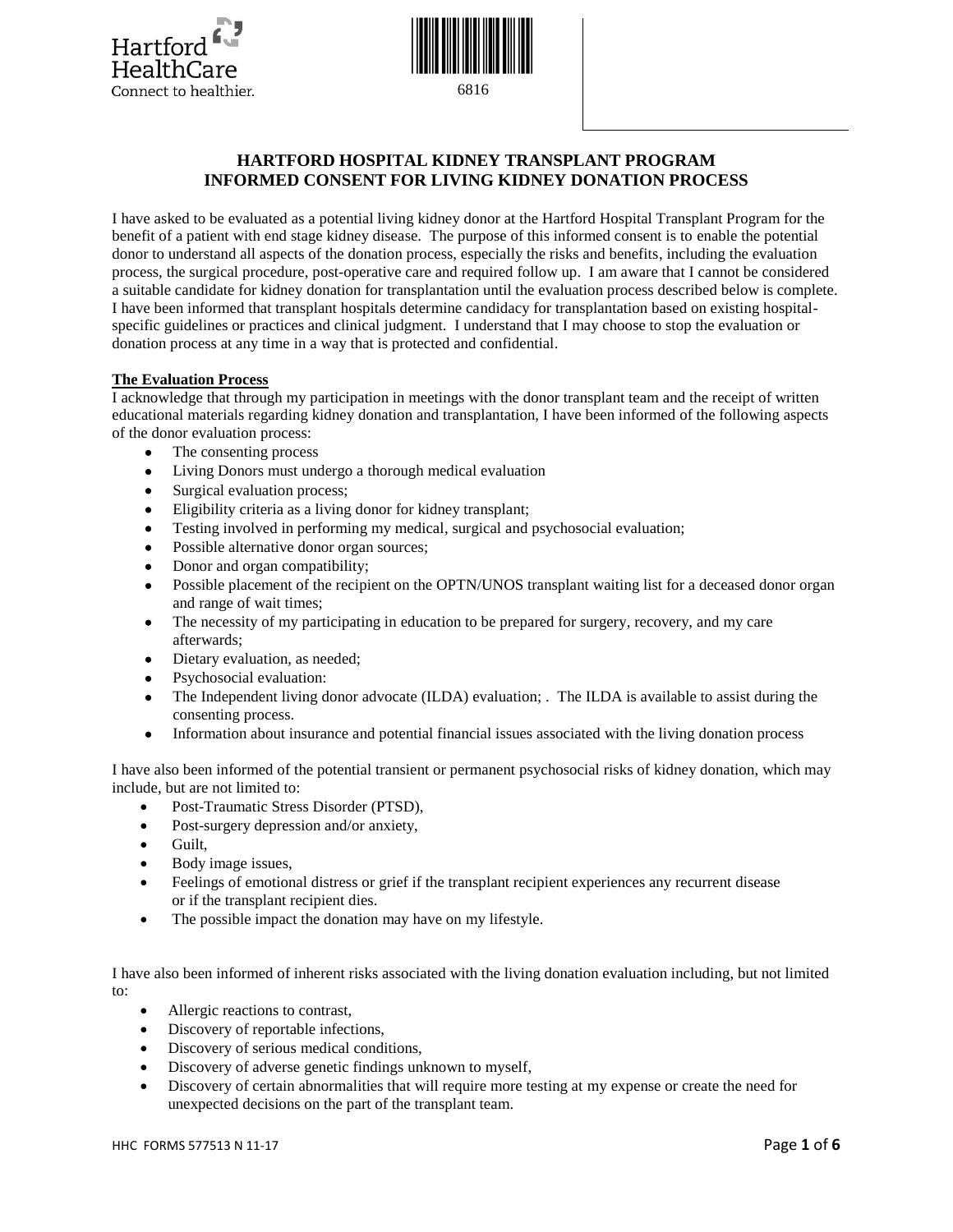Hartford HealthCare
Connect to healthier.

6816

# HARTFORD HOSPITAL KIDNEY TRANSPLANT PROGRAM
# INFORMED CONSENT FOR LIVING KIDNEY DONATION PROCESS

I have asked to be evaluated as a potential living kidney donor at the Hartford Hospital Transplant Program for the benefit of a patient with end stage kidney disease. The purpose of this informed consent is to enable the potential donor to understand all aspects of the donation process, especially the risks and benefits, including the evaluation process, the surgical procedure, post-operative care and required follow up. I am aware that I cannot be considered a suitable candidate for kidney donation for transplantation until the evaluation process described below is complete. I have been informed that transplant hospitals determine candidacy for transplantation based on existing hospital-specific guidelines or practices and clinical judgment. I understand that I may choose to stop the evaluation or donation process at any time in a way that is protected and confidential.

**The Evaluation Process**

I acknowledge that through my participation in meetings with the donor transplant team and the receipt of written educational materials regarding kidney donation and transplantation, I have been informed of the following aspects of the donor evaluation process:

- The consenting process
- Living Donors must undergo a thorough medical evaluation
- Surgical evaluation process;
- Eligibility criteria as a living donor for kidney transplant;
- Testing involved in performing my medical, surgical and psychosocial evaluation;
- Possible alternative donor organ sources;
- Donor and organ compatibility;
- Possible placement of the recipient on the OPTN/UNOS transplant waiting list for a deceased donor organ and range of wait times;
- The necessity of my participating in education to be prepared for surgery, recovery, and my care afterwards;
- Dietary evaluation, as needed;
- Psychosocial evaluation:
- The Independent living donor advocate (ILDA) evaluation; . The ILDA is available to assist during the consenting process.
- Information about insurance and potential financial issues associated with the living donation process

I have also been informed of the potential transient or permanent psychosocial risks of kidney donation, which may include, but are not limited to:

- Post-Traumatic Stress Disorder (PTSD),
- Post-surgery depression and/or anxiety,
- Guilt,
- Body image issues,
- Feelings of emotional distress or grief if the transplant recipient experiences any recurrent disease or if the transplant recipient dies.
- The possible impact the donation may have on my lifestyle.

I have also been informed of inherent risks associated with the living donation evaluation including, but not limited to:

- Allergic reactions to contrast,
- Discovery of reportable infections,
- Discovery of serious medical conditions,
- Discovery of adverse genetic findings unknown to myself,
- Discovery of certain abnormalities that will require more testing at my expense or create the need for unexpected decisions on the part of the transplant team.

HHC FORMS 577513 N 11-17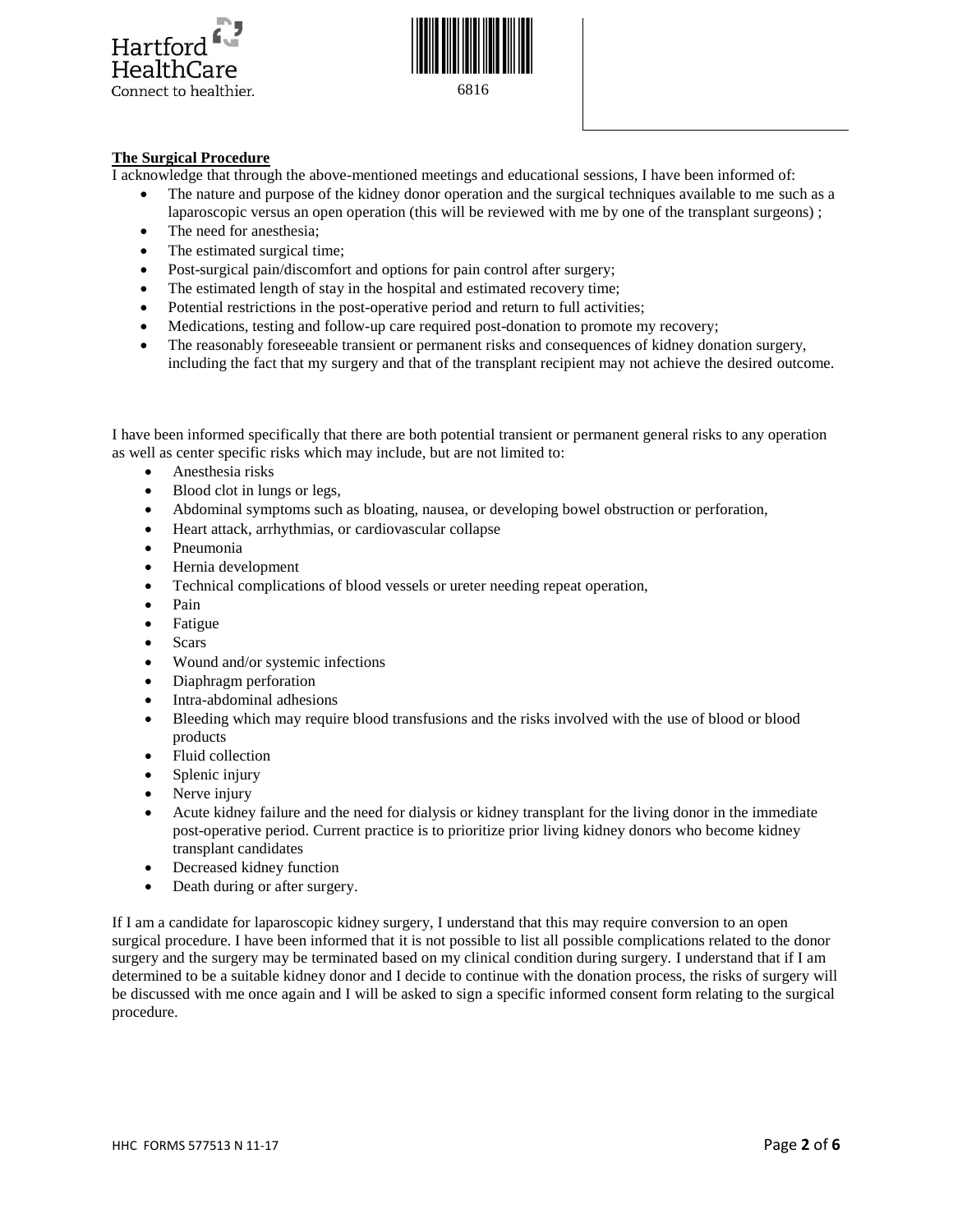**The Surgical Procedure**

I acknowledge that through the above-mentioned meetings and educational sessions, I have been informed of:

- The nature and purpose of the kidney donor operation and the surgical techniques available to me such as a laparoscopic versus an open operation (this will be reviewed with me by one of the transplant surgeons) ;
- The need for anesthesia;
- The estimated surgical time;
- Post-surgical pain/discomfort and options for pain control after surgery;
- The estimated length of stay in the hospital and estimated recovery time;
- Potential restrictions in the post-operative period and return to full activities;
- Medications, testing and follow-up care required post-donation to promote my recovery;
- The reasonably foreseeable transient or permanent risks and consequences of kidney donation surgery, including the fact that my surgery and that of the transplant recipient may not achieve the desired outcome.

I have been informed specifically that there are both potential transient or permanent general risks to any operation as well as center specific risks which may include, but are not limited to:

- Anesthesia risks
- Blood clot in lungs or legs,
- Abdominal symptoms such as bloating, nausea, or developing bowel obstruction or perforation,
- Heart attack, arrhythmias, or cardiovascular collapse
- Pneumonia
- Hernia development
- Technical complications of blood vessels or ureter needing repeat operation,
- Pain
- Fatigue
- Scars
- Wound and/or systemic infections
- Diaphragm perforation
- Intra-abdominal adhesions
- Bleeding which may require blood transfusions and the risks involved with the use of blood or blood products
- Fluid collection
- Splenic injury
- Nerve injury
- Acute kidney failure and the need for dialysis or kidney transplant for the living donor in the immediate post-operative period. Current practice is to prioritize prior living kidney donors who become kidney transplant candidates
- Decreased kidney function
- Death during or after surgery.

If I am a candidate for laparoscopic kidney surgery, I understand that this may require conversion to an open surgical procedure. I have been informed that it is not possible to list all possible complications related to the donor surgery and the surgery may be terminated based on my clinical condition during surgery. I understand that if I am determined to be a suitable kidney donor and I decide to continue with the donation process, the risks of surgery will be discussed with me once again and I will be asked to sign a specific informed consent form relating to the surgical procedure.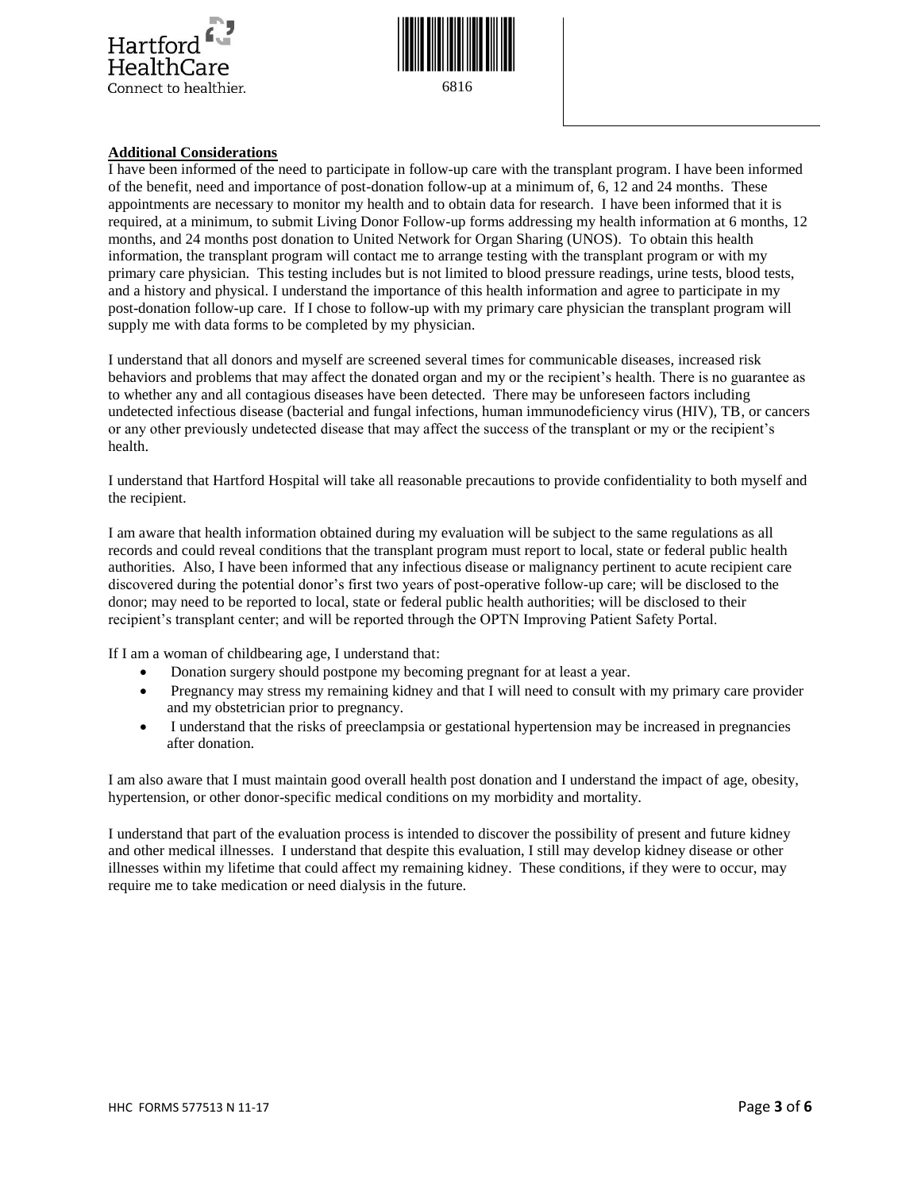**Additional Considerations**

I have been informed of the need to participate in follow-up care with the transplant program. I have been informed of the benefit, need and importance of post-donation follow-up at a minimum of, 6, 12 and 24 months. These appointments are necessary to monitor my health and to obtain data for research. I have been informed that it is required, at a minimum, to submit Living Donor Follow-up forms addressing my health information at 6 months, 12 months, and 24 months post donation to United Network for Organ Sharing (UNOS). To obtain this health information, the transplant program will contact me to arrange testing with the transplant program or with my primary care physician. This testing includes but is not limited to blood pressure readings, urine tests, blood tests, and a history and physical. I understand the importance of this health information and agree to participate in my post-donation follow-up care. If I chose to follow-up with my primary care physician the transplant program will supply me with data forms to be completed by my physician.

I understand that all donors and myself are screened several times for communicable diseases, increased risk behaviors and problems that may affect the donated organ and my or the recipient's health. There is no guarantee as to whether any and all contagious diseases have been detected. There may be unforeseen factors including undetected infectious disease (bacterial and fungal infections, human immunodeficiency virus (HIV), TB, or cancers or any other previously undetected disease that may affect the success of the transplant or my or the recipient's health.

I understand that Hartford Hospital will take all reasonable precautions to provide confidentiality to both myself and the recipient.

I am aware that health information obtained during my evaluation will be subject to the same regulations as all records and could reveal conditions that the transplant program must report to local, state or federal public health authorities. Also, I have been informed that any infectious disease or malignancy pertinent to acute recipient care discovered during the potential donor's first two years of post-operative follow-up care; will be disclosed to the donor; may need to be reported to local, state or federal public health authorities; will be disclosed to their recipient's transplant center; and will be reported through the OPTN Improving Patient Safety Portal.

If I am a woman of childbearing age, I understand that:

- Donation surgery should postpone my becoming pregnant for at least a year.
- Pregnancy may stress my remaining kidney and that I will need to consult with my primary care provider and my obstetrician prior to pregnancy.
- I understand that the risks of preeclampsia or gestational hypertension may be increased in pregnancies after donation.

I am also aware that I must maintain good overall health post donation and I understand the impact of age, obesity, hypertension, or other donor-specific medical conditions on my morbidity and mortality.

I understand that part of the evaluation process is intended to discover the possibility of present and future kidney and other medical illnesses. I understand that despite this evaluation, I still may develop kidney disease or other illnesses within my lifetime that could affect my remaining kidney. These conditions, if they were to occur, may require me to take medication or need dialysis in the future.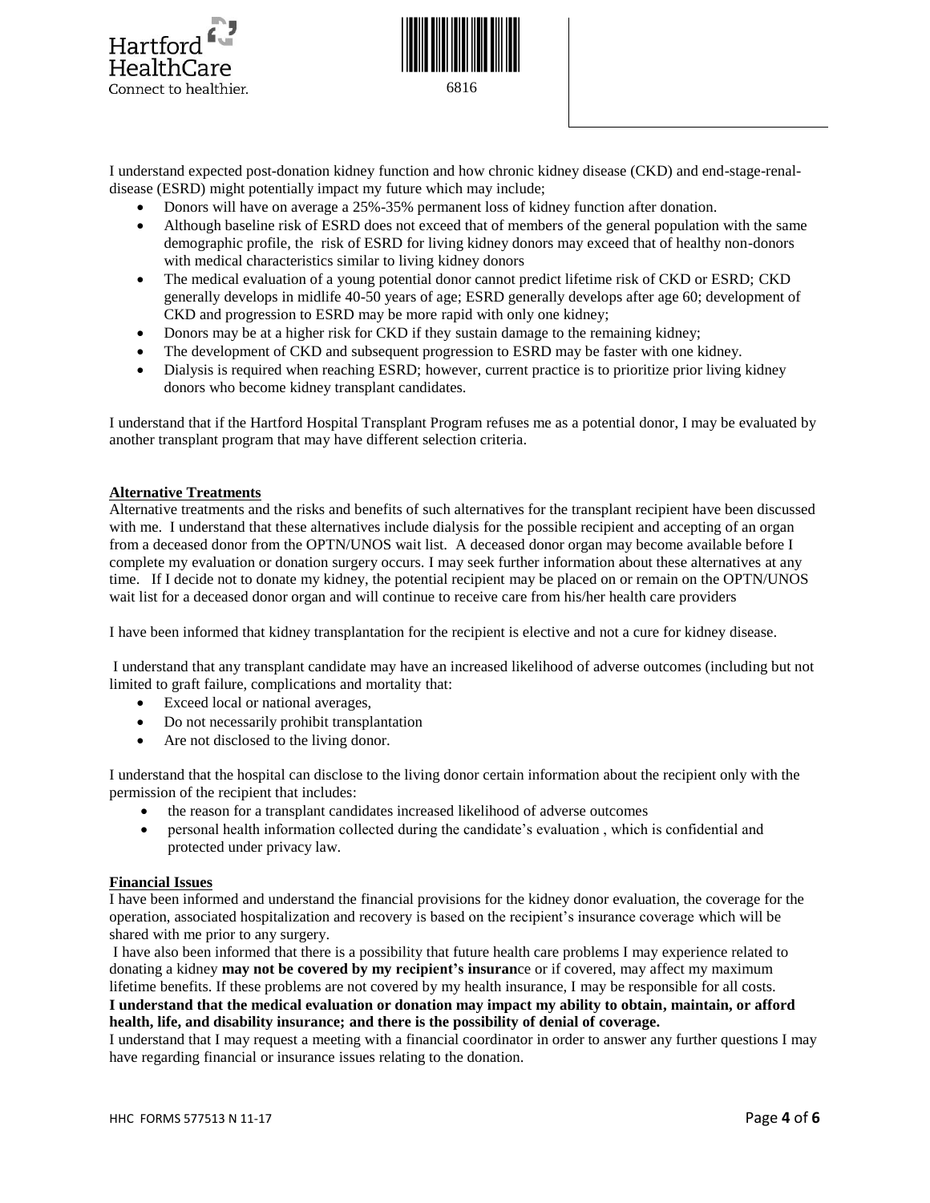I understand expected post-donation kidney function and how chronic kidney disease (CKD) and end-stage-renal-disease (ESRD) might potentially impact my future which may include;

- Donors will have on average a 25%-35% permanent loss of kidney function after donation.
- Although baseline risk of ESRD does not exceed that of members of the general population with the same demographic profile, the risk of ESRD for living kidney donors may exceed that of healthy non-donors with medical characteristics similar to living kidney donors
- The medical evaluation of a young potential donor cannot predict lifetime risk of CKD or ESRD; CKD generally develops in midlife 40-50 years of age; ESRD generally develops after age 60; development of CKD and progression to ESRD may be more rapid with only one kidney;
- Donors may be at a higher risk for CKD if they sustain damage to the remaining kidney;
- The development of CKD and subsequent progression to ESRD may be faster with one kidney.
- Dialysis is required when reaching ESRD; however, current practice is to prioritize prior living kidney donors who become kidney transplant candidates.

I understand that if the Hartford Hospital Transplant Program refuses me as a potential donor, I may be evaluated by another transplant program that may have different selection criteria.

**Alternative Treatments**

Alternative treatments and the risks and benefits of such alternatives for the transplant recipient have been discussed with me. I understand that these alternatives include dialysis for the possible recipient and accepting of an organ from a deceased donor from the OPTN/UNOS wait list. A deceased donor organ may become available before I complete my evaluation or donation surgery occurs. I may seek further information about these alternatives at any time. If I decide not to donate my kidney, the potential recipient may be placed on or remain on the OPTN/UNOS wait list for a deceased donor organ and will continue to receive care from his/her health care providers

I have been informed that kidney transplantation for the recipient is elective and not a cure for kidney disease.

I understand that any transplant candidate may have an increased likelihood of adverse outcomes (including but not limited to graft failure, complications and mortality that:

- Exceed local or national averages,
- Do not necessarily prohibit transplantation
- Are not disclosed to the living donor.

I understand that the hospital can disclose to the living donor certain information about the recipient only with the permission of the recipient that includes:

- the reason for a transplant candidates increased likelihood of adverse outcomes
- personal health information collected during the candidate's evaluation , which is confidential and protected under privacy law.

**Financial Issues**

I have been informed and understand the financial provisions for the kidney donor evaluation, the coverage for the operation, associated hospitalization and recovery is based on the recipient's insurance coverage which will be shared with me prior to any surgery.

I have also been informed that there is a possibility that future health care problems I may experience related to donating a kidney **may not be covered by my recipient's insuran**ce or if covered, may affect my maximum lifetime benefits. If these problems are not covered by my health insurance, I may be responsible for all costs.

**I understand that the medical evaluation or donation may impact my ability to obtain, maintain, or afford health, life, and disability insurance; and there is the possibility of denial of coverage.**

I understand that I may request a meeting with a financial coordinator in order to answer any further questions I may have regarding financial or insurance issues relating to the donation.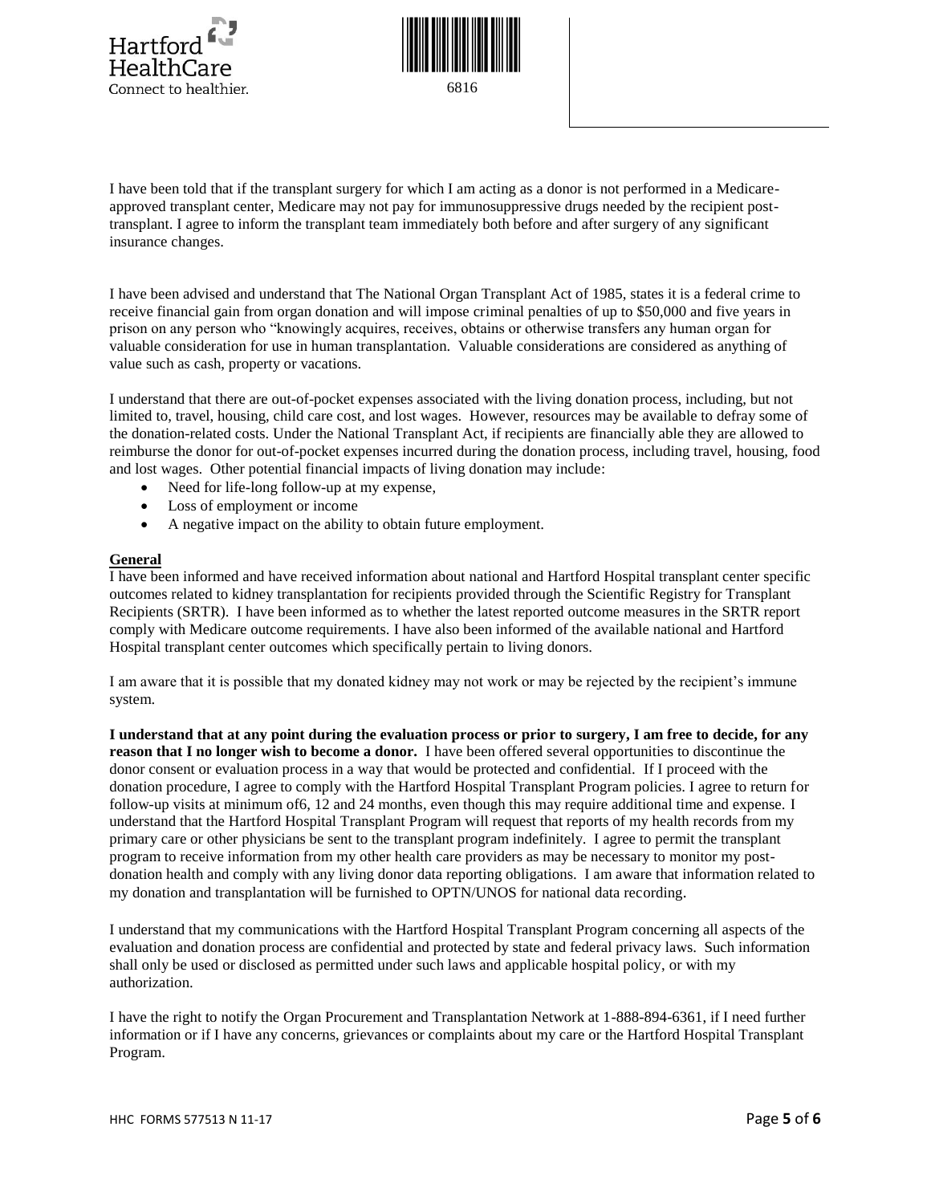I have been told that if the transplant surgery for which I am acting as a donor is not performed in a Medicare-approved transplant center, Medicare may not pay for immunosuppressive drugs needed by the recipient post-transplant. I agree to inform the transplant team immediately both before and after surgery of any significant insurance changes.

I have been advised and understand that The National Organ Transplant Act of 1985, states it is a federal crime to receive financial gain from organ donation and will impose criminal penalties of up to $50,000 and five years in prison on any person who "knowingly acquires, receives, obtains or otherwise transfers any human organ for valuable consideration for use in human transplantation. Valuable considerations are considered as anything of value such as cash, property or vacations.

I understand that there are out-of-pocket expenses associated with the living donation process, including, but not limited to, travel, housing, child care cost, and lost wages. However, resources may be available to defray some of the donation-related costs. Under the National Transplant Act, if recipients are financially able they are allowed to reimburse the donor for out-of-pocket expenses incurred during the donation process, including travel, housing, food and lost wages. Other potential financial impacts of living donation may include:

- Need for life-long follow-up at my expense,
- Loss of employment or income
- A negative impact on the ability to obtain future employment.

**General**

I have been informed and have received information about national and Hartford Hospital transplant center specific outcomes related to kidney transplantation for recipients provided through the Scientific Registry for Transplant Recipients (SRTR). I have been informed as to whether the latest reported outcome measures in the SRTR report comply with Medicare outcome requirements. I have also been informed of the available national and Hartford Hospital transplant center outcomes which specifically pertain to living donors.

I am aware that it is possible that my donated kidney may not work or may be rejected by the recipient's immune system.

**I understand that at any point during the evaluation process or prior to surgery, I am free to decide, for any reason that I no longer wish to become a donor.** I have been offered several opportunities to discontinue the donor consent or evaluation process in a way that would be protected and confidential. If I proceed with the donation procedure, I agree to comply with the Hartford Hospital Transplant Program policies. I agree to return for follow-up visits at minimum of6, 12 and 24 months, even though this may require additional time and expense. I understand that the Hartford Hospital Transplant Program will request that reports of my health records from my primary care or other physicians be sent to the transplant program indefinitely. I agree to permit the transplant program to receive information from my other health care providers as may be necessary to monitor my post-donation health and comply with any living donor data reporting obligations. I am aware that information related to my donation and transplantation will be furnished to OPTN/UNOS for national data recording.

I understand that my communications with the Hartford Hospital Transplant Program concerning all aspects of the evaluation and donation process are confidential and protected by state and federal privacy laws. Such information shall only be used or disclosed as permitted under such laws and applicable hospital policy, or with my authorization.

I have the right to notify the Organ Procurement and Transplantation Network at 1-888-894-6361, if I need further information or if I have any concerns, grievances or complaints about my care or the Hartford Hospital Transplant Program.

HHC FORMS 577513 N 11-17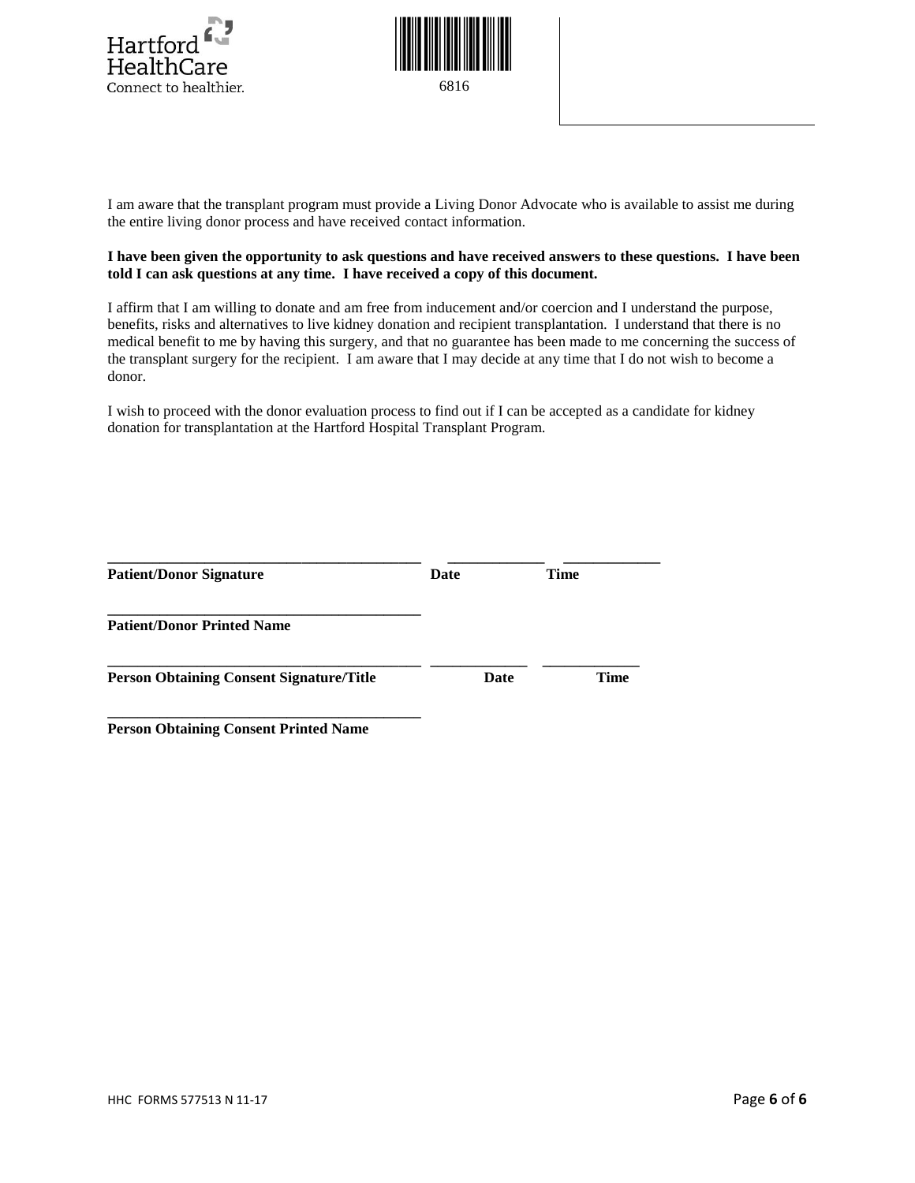I am aware that the transplant program must provide a Living Donor Advocate who is available to assist me during the entire living donor process and have received contact information.

**I have been given the opportunity to ask questions and have received answers to these questions. I have been told I can ask questions at any time. I have received a copy of this document.**

I affirm that I am willing to donate and am free from inducement and/or coercion and I understand the purpose, benefits, risks and alternatives to live kidney donation and recipient transplantation. I understand that there is no medical benefit to me by having this surgery, and that no guarantee has been made to me concerning the success of the transplant surgery for the recipient. I am aware that I may decide at any time that I do not wish to become a donor.

I wish to proceed with the donor evaluation process to find out if I can be accepted as a candidate for kidney donation for transplantation at the Hartford Hospital Transplant Program.

\_\_\_\_\_\_\_\_\_\_\_\_\_\_\_\_\_\_\_\_\_\_\_\_\_\_\_\_\_\_\_\_\_\_\_\_\_\_\_\_ \_\_\_\_\_\_\_\_\_\_\_\_\_ \_\_\_\_\_\_\_\_\_\_\_\_\_
**Patient/Donor Signature** **Date** **Time**

\_\_\_\_\_\_\_\_\_\_\_\_\_\_\_\_\_\_\_\_\_\_\_\_\_\_\_\_\_\_\_\_\_\_\_\_\_\_\_\_
**Patient/Donor Printed Name**

\_\_\_\_\_\_\_\_\_\_\_\_\_\_\_\_\_\_\_\_\_\_\_\_\_\_\_\_\_\_\_\_\_\_\_\_\_\_\_\_ \_\_\_\_\_\_\_\_\_\_\_\_\_ \_\_\_\_\_\_\_\_\_\_\_\_\_
**Person Obtaining Consent Signature/Title** **Date** **Time**

\_\_\_\_\_\_\_\_\_\_\_\_\_\_\_\_\_\_\_\_\_\_\_\_\_\_\_\_\_\_\_\_\_\_\_\_\_\_\_\_
**Person Obtaining Consent Printed Name**

HHC FORMS 577513 N 11-17